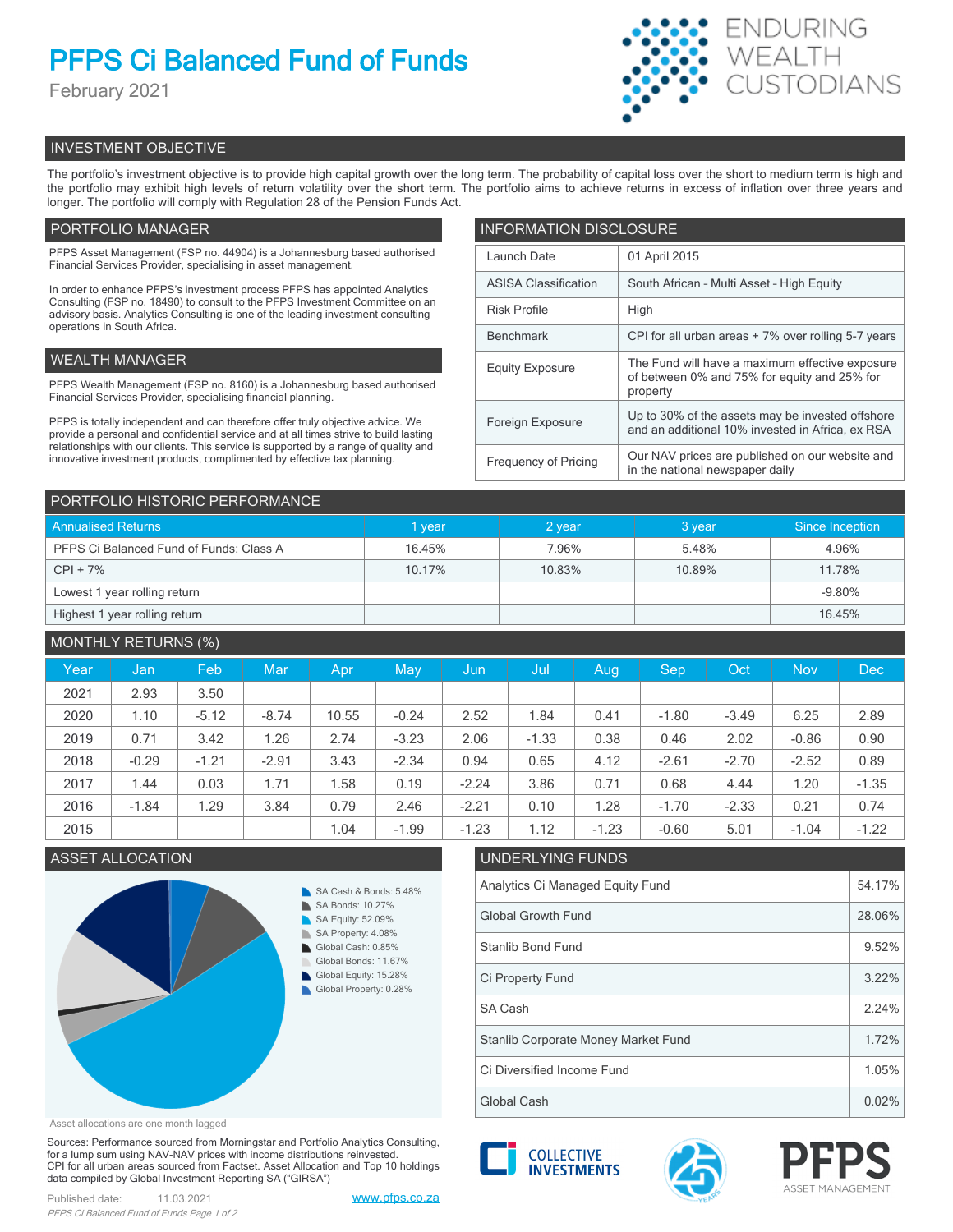# PFPS Ci Balanced Fund of Funds

February 2021

ENDURING WEALTH CUSTODIANS

## INVESTMENT OBJECTIVE

The portfolio's investment objective is to provide high capital growth over the long term. The probability of capital loss over the short to medium term is high and the portfolio may exhibit high levels of return volatility over the short term. The portfolio aims to achieve returns in excess of inflation over three years and longer. The portfolio will comply with Regulation 28 of the Pension Funds Act.

## PORTFOLIO MANAGER

PFPS Asset Management (FSP no. 44904) is a Johannesburg based authorised Financial Services Provider, specialising in asset management.

In order to enhance PFPS's investment process PFPS has appointed Analytics Consulting (FSP no. 18490) to consult to the PFPS Investment Committee on an advisory basis. Analytics Consulting is one of the leading investment consulting operations in South Africa.

## WEALTH MANAGER

PFPS Wealth Management (FSP no. 8160) is a Johannesburg based authorised Financial Services Provider, specialising financial planning.

PFPS is totally independent and can therefore offer truly objective advice. We provide a personal and confidential service and at all times strive to build lasting relationships with our clients. This service is supported by a range of quality and innovative investment products, complimented by effective tax planning.

## INFORMATION DISCLOSURE

| | |
|---|---|
| Launch Date | 01 April 2015 |
| ASISA Classification | South African - Multi Asset - High Equity |
| Risk Profile | High |
| Benchmark | CPI for all urban areas + 7% over rolling 5-7 years |
| Equity Exposure | The Fund will have a maximum effective exposure of between 0% and 75% for equity and 25% for property |
| Foreign Exposure | Up to 30% of the assets may be invested offshore and an additional 10% invested in Africa, ex RSA |
| Frequency of Pricing | Our NAV prices are published on our website and in the national newspaper daily |

## PORTFOLIO HISTORIC PERFORMANCE

| Annualised Returns | 1 year | 2 year | 3 year | Since Inception |
|---|---|---|---|---|
| PFPS Ci Balanced Fund of Funds: Class A | 16.45% | 7.96% | 5.48% | 4.96% |
| CPI + 7% | 10.17% | 10.83% | 10.89% | 11.78% |
| Lowest 1 year rolling return | | | | -9.80% |
| Highest 1 year rolling return | | | | 16.45% |

## MONTHLY RETURNS (%)

| Year | Jan | Feb | Mar | Apr | May | Jun | Jul | Aug | Sep | Oct | Nov | Dec |
|---|---|---|---|---|---|---|---|---|---|---|---|---|
| 2021 | 2.93 | 3.50 | | | | | | | | | | |
| 2020 | 1.10 | -5.12 | -8.74 | 10.55 | -0.24 | 2.52 | 1.84 | 0.41 | -1.80 | -3.49 | 6.25 | 2.89 |
| 2019 | 0.71 | 3.42 | 1.26 | 2.74 | -3.23 | 2.06 | -1.33 | 0.38 | 0.46 | 2.02 | -0.86 | 0.90 |
| 2018 | -0.29 | -1.21 | -2.91 | 3.43 | -2.34 | 0.94 | 0.65 | 4.12 | -2.61 | -2.70 | -2.52 | 0.89 |
| 2017 | 1.44 | 0.03 | 1.71 | 1.58 | 0.19 | -2.24 | 3.86 | 0.71 | 0.68 | 4.44 | 1.20 | -1.35 |
| 2016 | -1.84 | 1.29 | 3.84 | 0.79 | 2.46 | -2.21 | 0.10 | 1.28 | -1.70 | -2.33 | 0.21 | 0.74 |
| 2015 | | | | 1.04 | -1.99 | -1.23 | 1.12 | -1.23 | -0.60 | 5.01 | -1.04 | -1.22 |

## ASSET ALLOCATION

- SA Cash & Bonds: 5.48%
- SA Bonds: 10.27%
- SA Equity: 52.09%
- SA Property: 4.08%
- Global Cash: 0.85%
- Global Bonds: 11.67%
- Global Equity: 15.28%
- Global Property: 0.28%

Asset allocations are one month lagged

## UNDERLYING FUNDS

| | |
|---|---|
| Analytics Ci Managed Equity Fund | 54.17% |
| Global Growth Fund | 28.06% |
| Stanlib Bond Fund | 9.52% |
| Ci Property Fund | 3.22% |
| SA Cash | 2.24% |
| Stanlib Corporate Money Market Fund | 1.72% |
| Ci Diversified Income Fund | 1.05% |
| Global Cash | 0.02% |

Sources: Performance sourced from Morningstar and Portfolio Analytics Consulting, for a lump sum using NAV-NAV prices with income distributions reinvested. CPI for all urban areas sourced from Factset. Asset Allocation and Top 10 holdings data compiled by Global Investment Reporting SA ("GIRSA")

Published date: 11.03.2021

www.pfps.co.za

COLLECTIVE INVESTMENTS

PFPS ASSET MANAGEMENT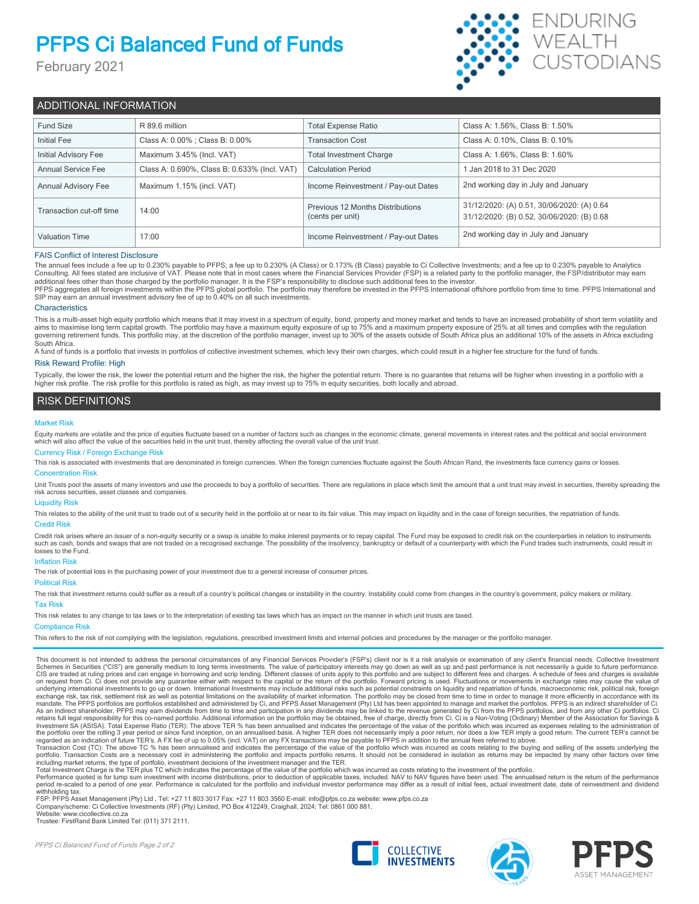# PFPS Ci Balanced Fund of Funds

February 2021

ENDURING WEALTH CUSTODIANS

## ADDITIONAL INFORMATION

| | | | |
|---|---|---|---|
| Fund Size | R 89.6 million | Total Expense Ratio | Class A: 1.56%, Class B: 1.50% |
| Initial Fee | Class A: 0.00% ; Class B: 0.00% | Transaction Cost | Class A: 0.10%, Class B: 0.10% |
| Initial Advisory Fee | Maximum 3.45% (Incl. VAT) | Total Investment Charge | Class A: 1.66%, Class B: 1.60% |
| Annual Service Fee | Class A: 0.690%, Class B: 0.633% (Incl. VAT) | Calculation Period | 1 Jan 2018 to 31 Dec 2020 |
| Annual Advisory Fee | Maximum 1.15% (incl. VAT) | Income Reinvestment / Pay-out Dates | 2nd working day in July and January |
| Transaction cut-off time | 14:00 | Previous 12 Months Distributions (cents per unit) | 31/12/2020: (A) 0.51, 30/06/2020: (A) 0.64<br>31/12/2020: (B) 0.52, 30/06/2020: (B) 0.68 |
| Valuation Time | 17:00 | Income Reinvestment / Pay-out Dates | 2nd working day in July and January |

### FAIS Conflict of Interest Disclosure

The annual fees include a fee up to 0.230% payable to PFPS; a fee up to 0.230% (A Class) or 0.173% (B Class) payable to Ci Collective Investments; and a fee up to 0.230% payable to Analytics Consulting. All fees stated are inclusive of VAT. Please note that in most cases where the Financial Services Provider (FSP) is a related party to the portfolio manager, the FSP/distributor may earn additional fees other than those charged by the portfolio manager. It is the FSP's responsibility to disclose such additional fees to the investor.
PFPS aggregates all foreign investments within the PFPS global portfolio. The portfolio may therefore be invested in the PFPS International offshore portfolio from time to time. PFPS International and SIP may earn an annual investment advisory fee of up to 0.40% on all such investments.

### Characteristics

This is a multi-asset high equity portfolio which means that it may invest in a spectrum of equity, bond, property and money market and tends to have an increased probability of short term volatility and aims to maximise long term capital growth. The portfolio may have a maximum equity exposure of up to 75% and a maximum property exposure of 25% at all times and complies with the regulation governing retirement funds. This portfolio may, at the discretion of the portfolio manager, invest up to 30% of the assets outside of South Africa plus an additional 10% of the assets in Africa excluding South Africa.
A fund of funds is a portfolio that invests in portfolios of collective investment schemes, which levy their own charges, which could result in a higher fee structure for the fund of funds.

### Risk Reward Profile: High

Typically, the lower the risk, the lower the potential return and the higher the risk, the higher the potential return. There is no guarantee that returns will be higher when investing in a portfolio with a higher risk profile. The risk profile for this portfolio is rated as high, as may invest up to 75% in equity securities, both locally and abroad.

## RISK DEFINITIONS

### Market Risk

Equity markets are volatile and the price of equities fluctuate based on a number of factors such as changes in the economic climate, general movements in interest rates and the political and social environment which will also affect the value of the securities held in the unit trust, thereby affecting the overall value of the unit trust.

### Currency Risk / Foreign Exchange Risk

This risk is associated with investments that are denominated in foreign currencies. When the foreign currencies fluctuate against the South African Rand, the investments face currency gains or losses.

### Concentration Risk

Unit Trusts pool the assets of many investors and use the proceeds to buy a portfolio of securities. There are regulations in place which limit the amount that a unit trust may invest in securities, thereby spreading the risk across securities, asset classes and companies.

### Liquidity Risk

This relates to the ability of the unit trust to trade out of a security held in the portfolio at or near to its fair value. This may impact on liquidity and in the case of foreign securities, the repatriation of funds.

### Credit Risk

Credit risk arises where an issuer of a non-equity security or a swap is unable to make interest payments or to repay capital. The Fund may be exposed to credit risk on the counterparties in relation to instruments such as cash, bonds and swaps that are not traded on a recognised exchange. The possibility of the insolvency, bankruptcy or default of a counterparty with which the Fund trades such instruments, could result in losses to the Fund.

### Inflation Risk

The risk of potential loss in the purchasing power of your investment due to a general increase of consumer prices.

### Political Risk

The risk that investment returns could suffer as a result of a country's political changes or instability in the country. Instability could come from changes in the country's government, policy makers or military.

### Tax Risk

This risk relates to any change to tax laws or to the interpretation of existing tax laws which has an impact on the manner in which unit trusts are taxed.

### Compliance Risk

This refers to the risk of not complying with the legislation, regulations, prescribed investment limits and internal policies and procedures by the manager or the portfolio manager.

This document is not intended to address the personal circumstances of any Financial Services Provider's (FSP's) client nor is it a risk analysis or examination of any client's financial needs. Collective Investment Schemes in Securities ("CIS") are generally medium to long terms investments. The value of participatory interests may go down as well as up and past performance is not necessarily a guide to future performance. CIS are traded at ruling prices and can engage in borrowing and scrip lending. Different classes of units apply to this portfolio and are subject to different fees and charges. A schedule of fees and charges is available on request from Ci. Ci does not provide any guarantee either with respect to the capital or the return of the portfolio. Forward pricing is used. Fluctuations or movements in exchange rates may cause the value of underlying international investments to go up or down. International Investments may include additional risks such as potential constraints on liquidity and repatriation of funds, macroeconomic risk, political risk, foreign exchange risk, tax risk, settlement risk as well as potential limitations on the availability of market information. The portfolio may be closed from time to time in order to manage it more efficiently in accordance with its mandate. The PFPS portfolios are portfolios established and administered by Ci, and PFPS Asset Management (Pty) Ltd has been appointed to manage and market the portfolios. PFPS is an indirect shareholder of Ci. As an indirect shareholder, PFPS may earn dividends from time to time and participation in any dividends may be linked to the revenue generated by Ci from the PFPS portfolios, and from any other Ci portfolios. Ci retains full legal responsibility for this co-named portfolio. Additional information on the portfolio may be obtained, free of charge, directly from Ci. Ci is a Non-Voting (Ordinary) Member of the Association for Savings & Investment SA (ASISA). Total Expense Ratio (TER): The above TER % has been annualised and indicates the percentage of the value of the portfolio which was incurred as expenses relating to the administration of the portfolio over the rolling 3 year period or since fund inception, on an annualised basis. A higher TER does not necessarily imply a poor return, nor does a low TER imply a good return. The current TER's cannot be regarded as an indication of future TER's. A FX fee of up to 0.05% (incl. VAT) on any FX transactions may be payable to PFPS in addition to the annual fees referred to above.
Transaction Cost (TC): The above TC % has been annualised and indicates the percentage of the value of the portfolio which was incurred as costs relating to the buying and selling of the assets underlying the portfolio. Transaction Costs are a necessary cost in administering the portfolio and impacts portfolio returns. It should not be considered in isolation as returns may be impacted by many other factors over time including market returns, the type of portfolio, investment decisions of the investment manager and the TER.
Total Investment Charge is the TER plus TC which indicates the percentage of the value of the portfolio which was incurred as costs relating to the investment of the portfolio.
Performance quoted is for lump sum investment with income distributions, prior to deduction of applicable taxes, included. NAV to NAV figures have been used. The annualised return is the return of the performance period re-scaled to a period of one year. Performance is calculated for the portfolio and individual investor performance may differ as a result of initial fees, actual investment date, date of reinvestment and dividend withholding tax.
FSP: PFPS Asset Management (Pty) Ltd , Tel: +27 11 803 3017 Fax: +27 11 803 3560 E-mail: info@pfps.co.za website: www.pfps.co.za
Company/scheme: Ci Collective Investments (RF) (Pty) Limited, PO Box 412249, Craighall, 2024; Tel: 0861 000 881,
Website: www.cicollective.co.za
Trustee: FirstRand Bank Limited Tel: (011) 371 2111.

COLLECTIVE INVESTMENTS

PFPS ASSET MANAGEMENT